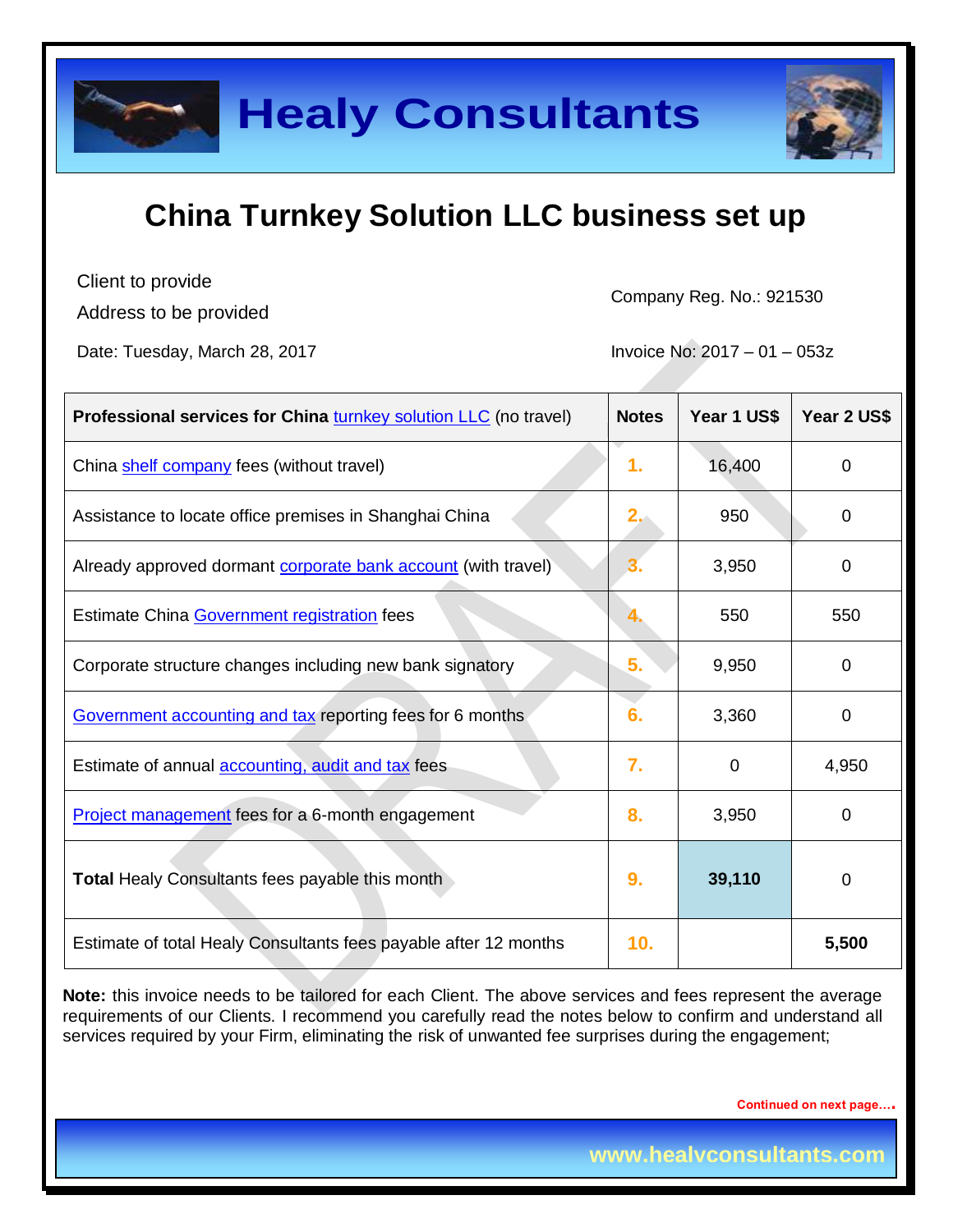# Healy Consultants

## China Turnkey Solution LLC business set up

Client to provide
Address to be provided

Company Reg. No.: 921530

Date: Tuesday, March 28, 2017

Invoice No: 2017 – 01 – 053z

| **Professional services for China** turnkey solution LLC (no travel) | **Notes** | **Year 1 US$** | **Year 2 US$** |
|---|---|---|---|
| China shelf company fees (without travel) | 1. | 16,400 | 0 |
| Assistance to locate office premises in Shanghai China | 2. | 950 | 0 |
| Already approved dormant corporate bank account (with travel) | 3. | 3,950 | 0 |
| Estimate China Government registration fees | 4. | 550 | 550 |
| Corporate structure changes including new bank signatory | 5. | 9,950 | 0 |
| Government accounting and tax reporting fees for 6 months | 6. | 3,360 | 0 |
| Estimate of annual accounting, audit and tax fees | 7. | 0 | 4,950 |
| Project management fees for a 6-month engagement | 8. | 3,950 | 0 |
| **Total** Healy Consultants fees payable this month | 9. | **39,110** | 0 |
| Estimate of total Healy Consultants fees payable after 12 months | 10. | | **5,500** |

**Note:** this invoice needs to be tailored for each Client. The above services and fees represent the average requirements of our Clients. I recommend you carefully read the notes below to confirm and understand all services required by your Firm, eliminating the risk of unwanted fee surprises during the engagement;

Continued on next page….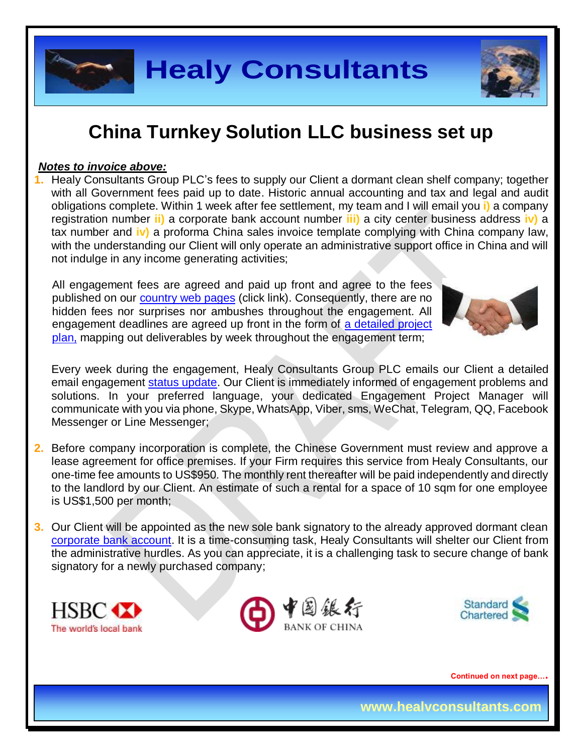# China Turnkey Solution LLC business set up

***Notes to invoice above:***

1. Healy Consultants Group PLC's fees to supply our Client a dormant clean shelf company; together with all Government fees paid up to date. Historic annual accounting and tax and legal and audit obligations complete. Within 1 week after fee settlement, my team and I will email you **i)** a company registration number **ii)** a corporate bank account number **iii)** a city center business address **iv)** a tax number and **iv)** a proforma China sales invoice template complying with China company law, with the understanding our Client will only operate an administrative support office in China and will not indulge in any income generating activities;

   All engagement fees are agreed and paid up front and agree to the fees published on our country web pages (click link). Consequently, there are no hidden fees nor surprises nor ambushes throughout the engagement. All engagement deadlines are agreed up front in the form of a detailed project plan, mapping out deliverables by week throughout the engagement term;

   Every week during the engagement, Healy Consultants Group PLC emails our Client a detailed email engagement status update. Our Client is immediately informed of engagement problems and solutions. In your preferred language, your dedicated Engagement Project Manager will communicate with you via phone, Skype, WhatsApp, Viber, sms, WeChat, Telegram, QQ, Facebook Messenger or Line Messenger;

2. Before company incorporation is complete, the Chinese Government must review and approve a lease agreement for office premises. If your Firm requires this service from Healy Consultants, our one-time fee amounts to US$950. The monthly rent thereafter will be paid independently and directly to the landlord by our Client. An estimate of such a rental for a space of 10 sqm for one employee is US$1,500 per month;

3. Our Client will be appointed as the new sole bank signatory to the already approved dormant clean corporate bank account. It is a time-consuming task, Healy Consultants will shelter our Client from the administrative hurdles. As you can appreciate, it is a challenging task to secure change of bank signatory for a newly purchased company;

**Continued on next page….**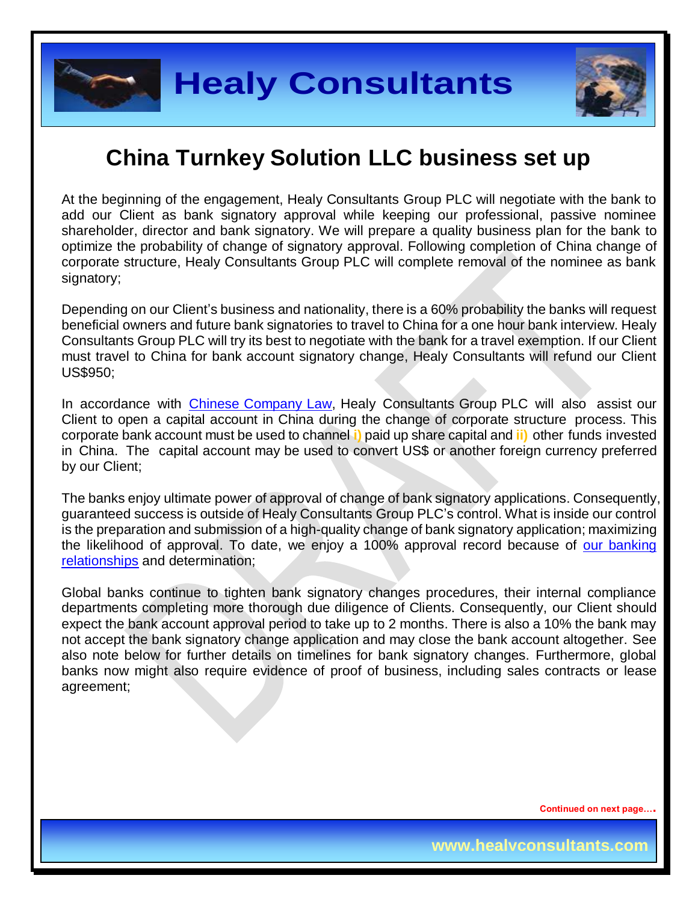# China Turnkey Solution LLC business set up

At the beginning of the engagement, Healy Consultants Group PLC will negotiate with the bank to add our Client as bank signatory approval while keeping our professional, passive nominee shareholder, director and bank signatory. We will prepare a quality business plan for the bank to optimize the probability of change of signatory approval. Following completion of China change of corporate structure, Healy Consultants Group PLC will complete removal of the nominee as bank signatory;

Depending on our Client's business and nationality, there is a 60% probability the banks will request beneficial owners and future bank signatories to travel to China for a one hour bank interview. Healy Consultants Group PLC will try its best to negotiate with the bank for a travel exemption. If our Client must travel to China for bank account signatory change, Healy Consultants will refund our Client US$950;

In accordance with [Chinese Company Law](), Healy Consultants Group PLC will also assist our Client to open a capital account in China during the change of corporate structure process. This corporate bank account must be used to channel **i)** paid up share capital and **ii)** other funds invested in China. The capital account may be used to convert US$ or another foreign currency preferred by our Client;

The banks enjoy ultimate power of approval of change of bank signatory applications. Consequently, guaranteed success is outside of Healy Consultants Group PLC's control. What is inside our control is the preparation and submission of a high-quality change of bank signatory application; maximizing the likelihood of approval. To date, we enjoy a 100% approval record because of [our banking relationships]() and determination;

Global banks continue to tighten bank signatory changes procedures, their internal compliance departments completing more thorough due diligence of Clients. Consequently, our Client should expect the bank account approval period to take up to 2 months. There is also a 10% the bank may not accept the bank signatory change application and may close the bank account altogether. See also note below for further details on timelines for bank signatory changes. Furthermore, global banks now might also require evidence of proof of business, including sales contracts or lease agreement;

**Continued on next page….**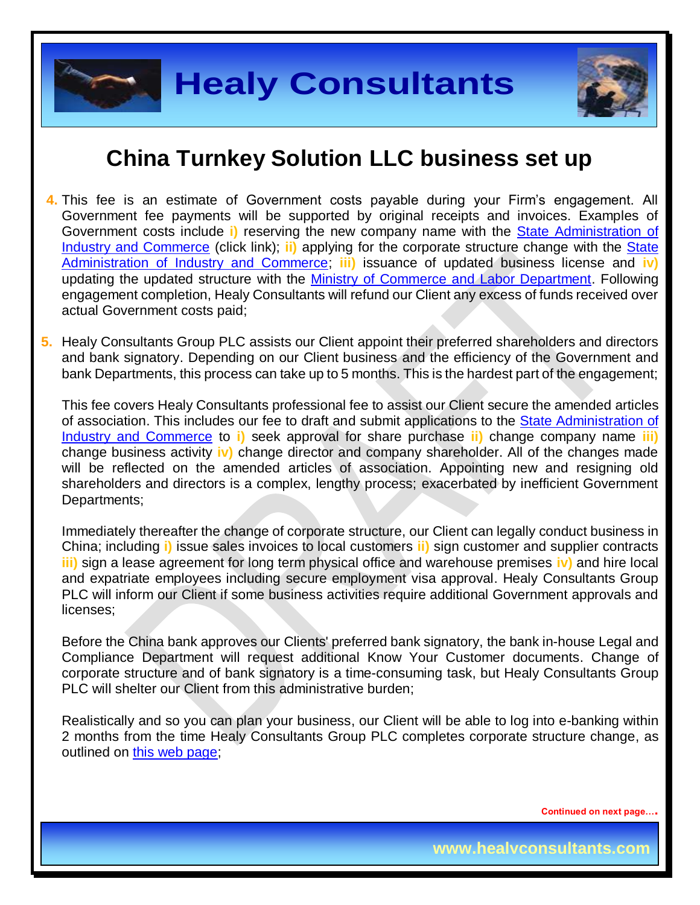# China Turnkey Solution LLC business set up

4. This fee is an estimate of Government costs payable during your Firm's engagement. All Government fee payments will be supported by original receipts and invoices. Examples of Government costs include **i)** reserving the new company name with the [State Administration of Industry and Commerce]() (click link); **ii)** applying for the corporate structure change with the [State Administration of Industry and Commerce](); **iii)** issuance of updated business license and **iv)** updating the updated structure with the [Ministry of Commerce and Labor Department](). Following engagement completion, Healy Consultants will refund our Client any excess of funds received over actual Government costs paid;

5. Healy Consultants Group PLC assists our Client appoint their preferred shareholders and directors and bank signatory. Depending on our Client business and the efficiency of the Government and bank Departments, this process can take up to 5 months. This is the hardest part of the engagement;

   This fee covers Healy Consultants professional fee to assist our Client secure the amended articles of association. This includes our fee to draft and submit applications to the [State Administration of Industry and Commerce]() to **i)** seek approval for share purchase **ii)** change company name **iii)** change business activity **iv)** change director and company shareholder. All of the changes made will be reflected on the amended articles of association. Appointing new and resigning old shareholders and directors is a complex, lengthy process; exacerbated by inefficient Government Departments;

   Immediately thereafter the change of corporate structure, our Client can legally conduct business in China; including **i)** issue sales invoices to local customers **ii)** sign customer and supplier contracts **iii)** sign a lease agreement for long term physical office and warehouse premises **iv)** and hire local and expatriate employees including secure employment visa approval. Healy Consultants Group PLC will inform our Client if some business activities require additional Government approvals and licenses;

   Before the China bank approves our Clients' preferred bank signatory, the bank in-house Legal and Compliance Department will request additional Know Your Customer documents. Change of corporate structure and of bank signatory is a time-consuming task, but Healy Consultants Group PLC will shelter our Client from this administrative burden;

   Realistically and so you can plan your business, our Client will be able to log into e-banking within 2 months from the time Healy Consultants Group PLC completes corporate structure change, as outlined on [this web page]();

Continued on next page….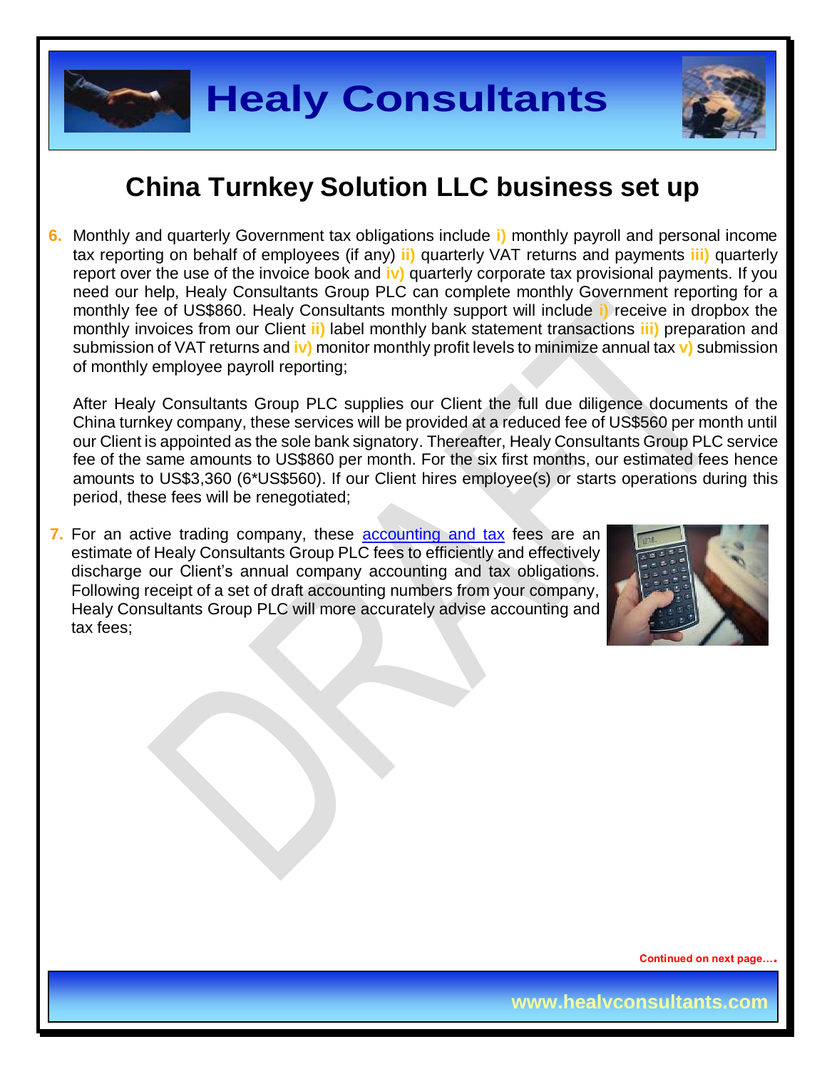# China Turnkey Solution LLC business set up

6. Monthly and quarterly Government tax obligations include i) monthly payroll and personal income tax reporting on behalf of employees (if any) ii) quarterly VAT returns and payments iii) quarterly report over the use of the invoice book and iv) quarterly corporate tax provisional payments. If you need our help, Healy Consultants Group PLC can complete monthly Government reporting for a monthly fee of US$860. Healy Consultants monthly support will include i) receive in dropbox the monthly invoices from our Client ii) label monthly bank statement transactions iii) preparation and submission of VAT returns and iv) monitor monthly profit levels to minimize annual tax v) submission of monthly employee payroll reporting;

   After Healy Consultants Group PLC supplies our Client the full due diligence documents of the China turnkey company, these services will be provided at a reduced fee of US$560 per month until our Client is appointed as the sole bank signatory. Thereafter, Healy Consultants Group PLC service fee of the same amounts to US$860 per month. For the six first months, our estimated fees hence amounts to US$3,360 (6*US$560). If our Client hires employee(s) or starts operations during this period, these fees will be renegotiated;

7. For an active trading company, these accounting and tax fees are an estimate of Healy Consultants Group PLC fees to efficiently and effectively discharge our Client's annual company accounting and tax obligations. Following receipt of a set of draft accounting numbers from your company, Healy Consultants Group PLC will more accurately advise accounting and tax fees;

Continued on next page….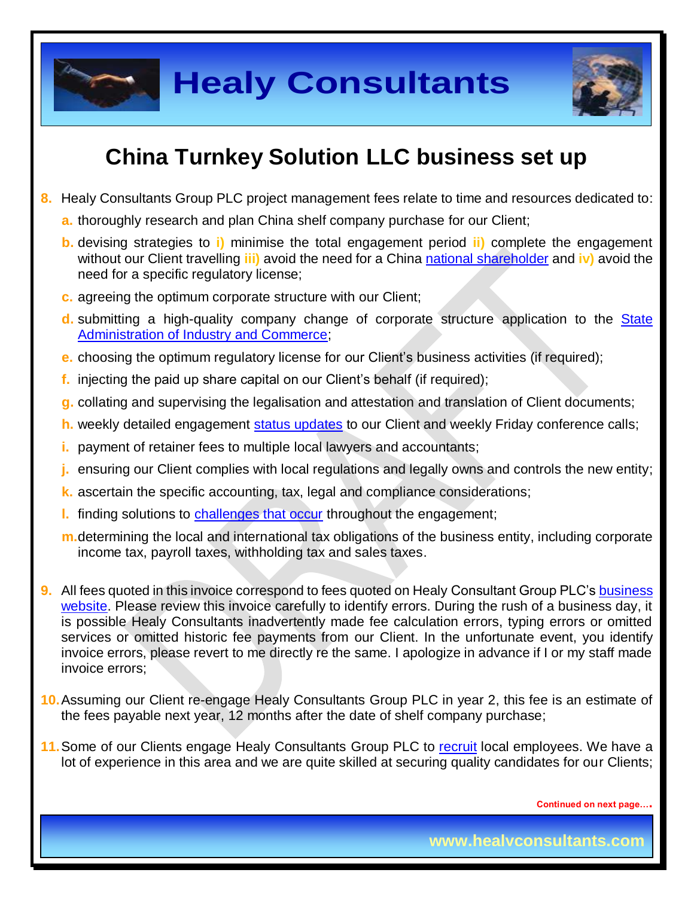# China Turnkey Solution LLC business set up

8. Healy Consultants Group PLC project management fees relate to time and resources dedicated to:
   a. thoroughly research and plan China shelf company purchase for our Client;
   b. devising strategies to i) minimise the total engagement period ii) complete the engagement without our Client travelling iii) avoid the need for a China national shareholder and iv) avoid the need for a specific regulatory license;
   c. agreeing the optimum corporate structure with our Client;
   d. submitting a high-quality company change of corporate structure application to the State Administration of Industry and Commerce;
   e. choosing the optimum regulatory license for our Client's business activities (if required);
   f. injecting the paid up share capital on our Client's behalf (if required);
   g. collating and supervising the legalisation and attestation and translation of Client documents;
   h. weekly detailed engagement status updates to our Client and weekly Friday conference calls;
   i. payment of retainer fees to multiple local lawyers and accountants;
   j. ensuring our Client complies with local regulations and legally owns and controls the new entity;
   k. ascertain the specific accounting, tax, legal and compliance considerations;
   l. finding solutions to challenges that occur throughout the engagement;
   m. determining the local and international tax obligations of the business entity, including corporate income tax, payroll taxes, withholding tax and sales taxes.

9. All fees quoted in this invoice correspond to fees quoted on Healy Consultant Group PLC's business website. Please review this invoice carefully to identify errors. During the rush of a business day, it is possible Healy Consultants inadvertently made fee calculation errors, typing errors or omitted services or omitted historic fee payments from our Client. In the unfortunate event, you identify invoice errors, please revert to me directly re the same. I apologize in advance if I or my staff made invoice errors;

10. Assuming our Client re-engage Healy Consultants Group PLC in year 2, this fee is an estimate of the fees payable next year, 12 months after the date of shelf company purchase;

11. Some of our Clients engage Healy Consultants Group PLC to recruit local employees. We have a lot of experience in this area and we are quite skilled at securing quality candidates for our Clients;

Continued on next page….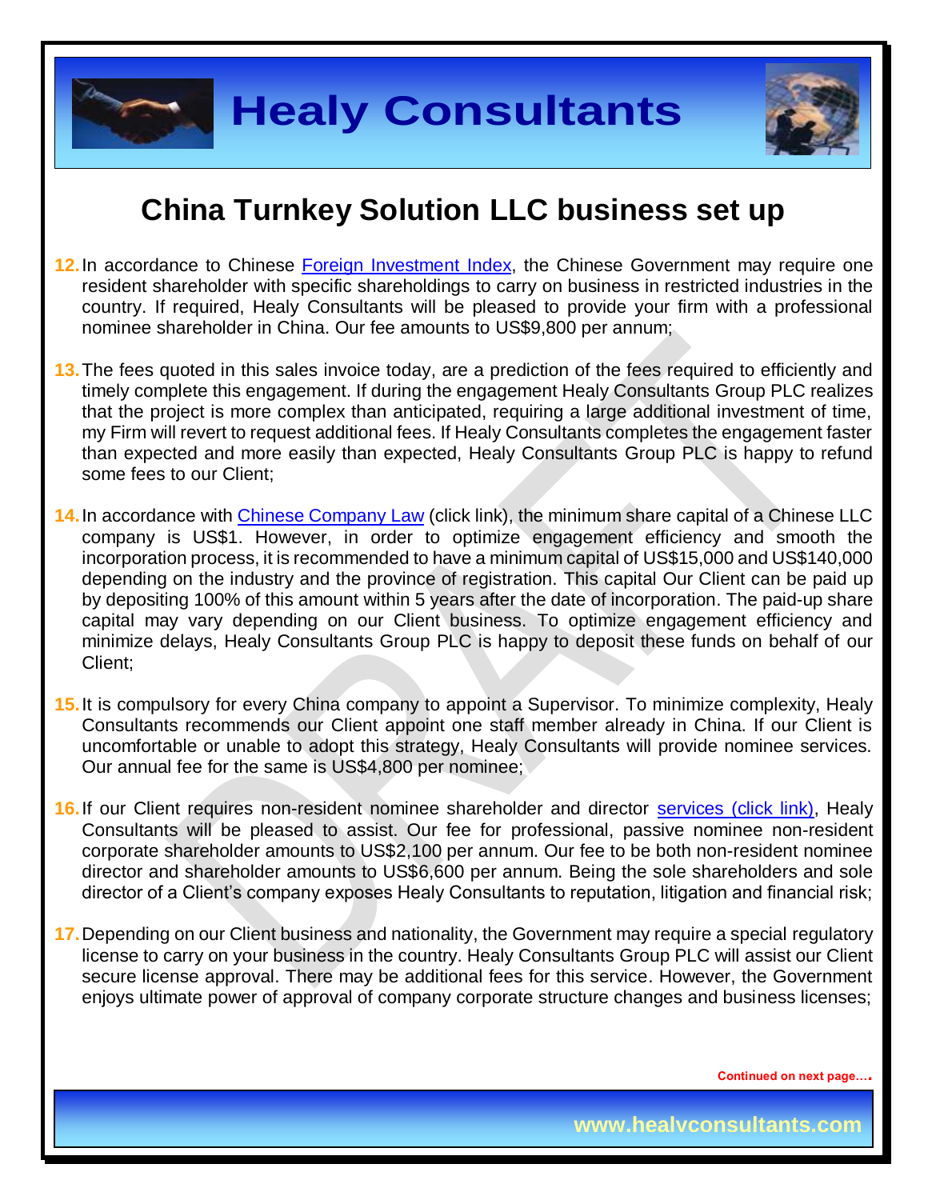# China Turnkey Solution LLC business set up

12. In accordance to Chinese [Foreign Investment Index](), the Chinese Government may require one resident shareholder with specific shareholdings to carry on business in restricted industries in the country. If required, Healy Consultants will be pleased to provide your firm with a professional nominee shareholder in China. Our fee amounts to US$9,800 per annum;

13. The fees quoted in this sales invoice today, are a prediction of the fees required to efficiently and timely complete this engagement. If during the engagement Healy Consultants Group PLC realizes that the project is more complex than anticipated, requiring a large additional investment of time, my Firm will revert to request additional fees. If Healy Consultants completes the engagement faster than expected and more easily than expected, Healy Consultants Group PLC is happy to refund some fees to our Client;

14. In accordance with [Chinese Company Law]() (click link), the minimum share capital of a Chinese LLC company is US$1. However, in order to optimize engagement efficiency and smooth the incorporation process, it is recommended to have a minimum capital of US$15,000 and US$140,000 depending on the industry and the province of registration. This capital Our Client can be paid up by depositing 100% of this amount within 5 years after the date of incorporation. The paid-up share capital may vary depending on our Client business. To optimize engagement efficiency and minimize delays, Healy Consultants Group PLC is happy to deposit these funds on behalf of our Client;

15. It is compulsory for every China company to appoint a Supervisor. To minimize complexity, Healy Consultants recommends our Client appoint one staff member already in China. If our Client is uncomfortable or unable to adopt this strategy, Healy Consultants will provide nominee services. Our annual fee for the same is US$4,800 per nominee;

16. If our Client requires non-resident nominee shareholder and director [services (click link)](), Healy Consultants will be pleased to assist. Our fee for professional, passive nominee non-resident corporate shareholder amounts to US$2,100 per annum. Our fee to be both non-resident nominee director and shareholder amounts to US$6,600 per annum. Being the sole shareholders and sole director of a Client's company exposes Healy Consultants to reputation, litigation and financial risk;

17. Depending on our Client business and nationality, the Government may require a special regulatory license to carry on your business in the country. Healy Consultants Group PLC will assist our Client secure license approval. There may be additional fees for this service. However, the Government enjoys ultimate power of approval of company corporate structure changes and business licenses;

**Continued on next page….**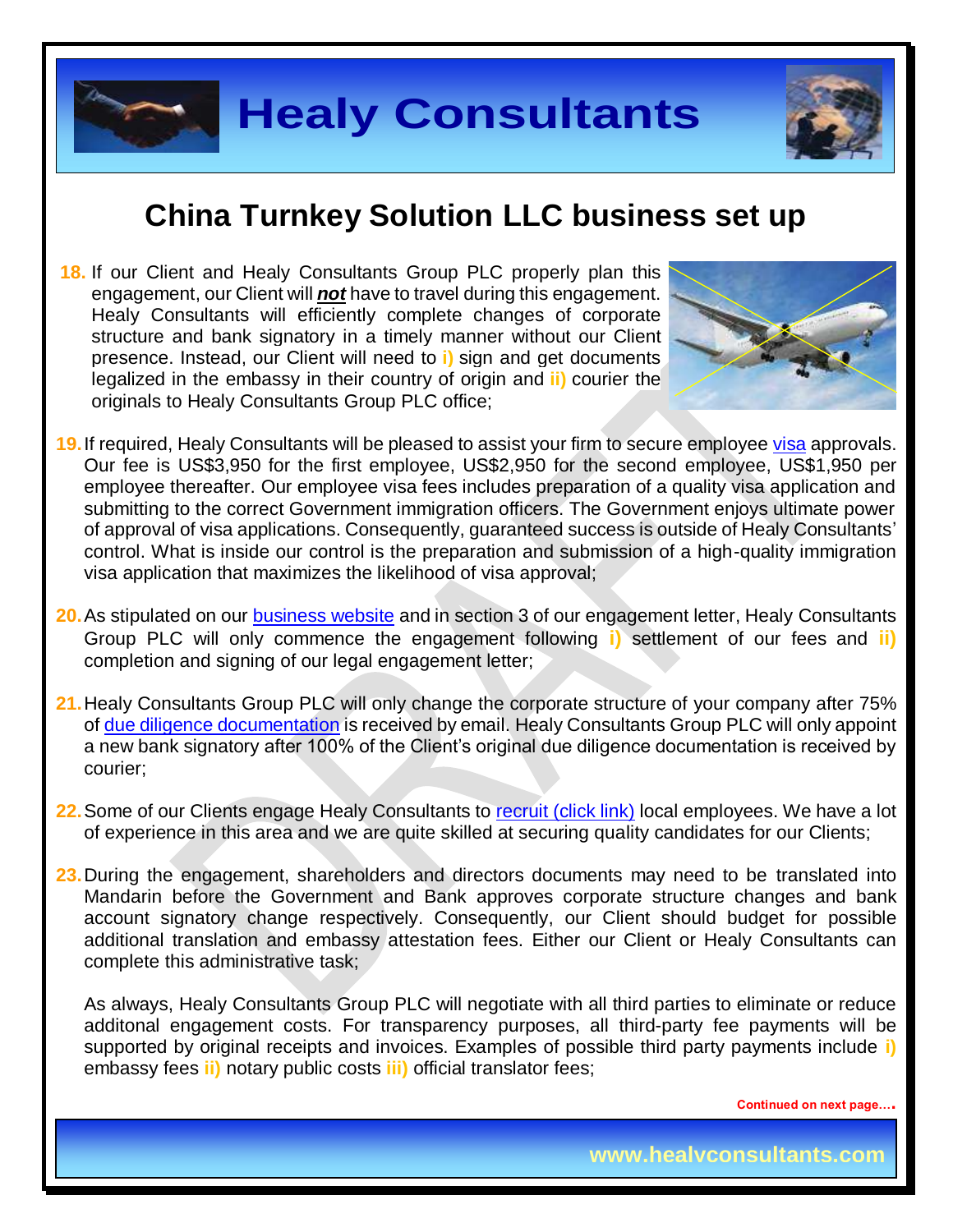# China Turnkey Solution LLC business set up

18. If our Client and Healy Consultants Group PLC properly plan this engagement, our Client will ***not*** have to travel during this engagement. Healy Consultants will efficiently complete changes of corporate structure and bank signatory in a timely manner without our Client presence. Instead, our Client will need to **i)** sign and get documents legalized in the embassy in their country of origin and **ii)** courier the originals to Healy Consultants Group PLC office;

19. If required, Healy Consultants will be pleased to assist your firm to secure employee visa approvals. Our fee is US$3,950 for the first employee, US$2,950 for the second employee, US$1,950 per employee thereafter. Our employee visa fees includes preparation of a quality visa application and submitting to the correct Government immigration officers. The Government enjoys ultimate power of approval of visa applications. Consequently, guaranteed success is outside of Healy Consultants' control. What is inside our control is the preparation and submission of a high-quality immigration visa application that maximizes the likelihood of visa approval;

20. As stipulated on our business website and in section 3 of our engagement letter, Healy Consultants Group PLC will only commence the engagement following **i)** settlement of our fees and **ii)** completion and signing of our legal engagement letter;

21. Healy Consultants Group PLC will only change the corporate structure of your company after 75% of due diligence documentation is received by email. Healy Consultants Group PLC will only appoint a new bank signatory after 100% of the Client's original due diligence documentation is received by courier;

22. Some of our Clients engage Healy Consultants to recruit (click link) local employees. We have a lot of experience in this area and we are quite skilled at securing quality candidates for our Clients;

23. During the engagement, shareholders and directors documents may need to be translated into Mandarin before the Government and Bank approves corporate structure changes and bank account signatory change respectively. Consequently, our Client should budget for possible additional translation and embassy attestation fees. Either our Client or Healy Consultants can complete this administrative task;

    As always, Healy Consultants Group PLC will negotiate with all third parties to eliminate or reduce additonal engagement costs. For transparency purposes, all third-party fee payments will be supported by original receipts and invoices. Examples of possible third party payments include **i)** embassy fees **ii)** notary public costs **iii)** official translator fees;

**Continued on next page….**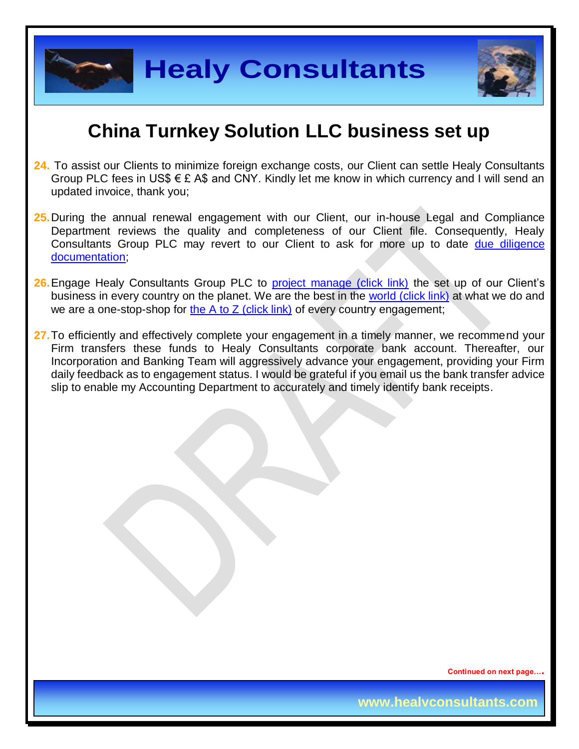## China Turnkey Solution LLC business set up

24. To assist our Clients to minimize foreign exchange costs, our Client can settle Healy Consultants Group PLC fees in US$ € £ A$ and CNY. Kindly let me know in which currency and I will send an updated invoice, thank you;

25. During the annual renewal engagement with our Client, our in-house Legal and Compliance Department reviews the quality and completeness of our Client file. Consequently, Healy Consultants Group PLC may revert to our Client to ask for more up to date due diligence documentation;

26. Engage Healy Consultants Group PLC to project manage (click link) the set up of our Client's business in every country on the planet. We are the best in the world (click link) at what we do and we are a one-stop-shop for the A to Z (click link) of every country engagement;

27. To efficiently and effectively complete your engagement in a timely manner, we recommend your Firm transfers these funds to Healy Consultants corporate bank account. Thereafter, our Incorporation and Banking Team will aggressively advance your engagement, providing your Firm daily feedback as to engagement status. I would be grateful if you email us the bank transfer advice slip to enable my Accounting Department to accurately and timely identify bank receipts.

Continued on next page….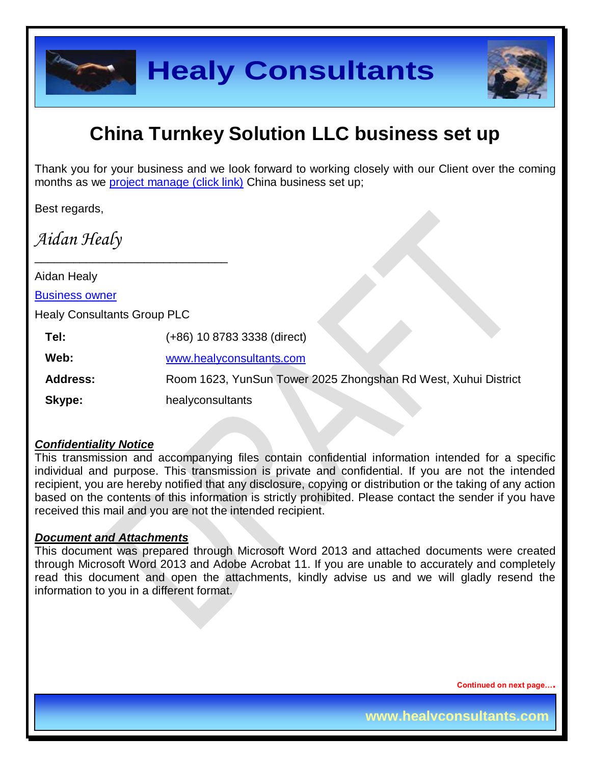# China Turnkey Solution LLC business set up

Thank you for your business and we look forward to working closely with our Client over the coming months as we [project manage (click link)] China business set up;

Best regards,

*Aidan Healy*

\_\_\_\_\_\_\_\_\_\_\_\_\_\_\_\_\_\_\_\_\_\_\_\_\_\_\_\_\_\_

Aidan Healy

[Business owner]

Healy Consultants Group PLC

| | |
|---|---|
| **Tel:** | (+86) 10 8783 3338 (direct) |
| **Web:** | www.healyconsultants.com |
| **Address:** | Room 1623, YunSun Tower 2025 Zhongshan Rd West, Xuhui District |
| **Skype:** | healyconsultants |

***Confidentiality Notice***

This transmission and accompanying files contain confidential information intended for a specific individual and purpose. This transmission is private and confidential. If you are not the intended recipient, you are hereby notified that any disclosure, copying or distribution or the taking of any action based on the contents of this information is strictly prohibited. Please contact the sender if you have received this mail and you are not the intended recipient.

***Document and Attachments***

This document was prepared through Microsoft Word 2013 and attached documents were created through Microsoft Word 2013 and Adobe Acrobat 11. If you are unable to accurately and completely read this document and open the attachments, kindly advise us and we will gladly resend the information to you in a different format.

**Continued on next page….**